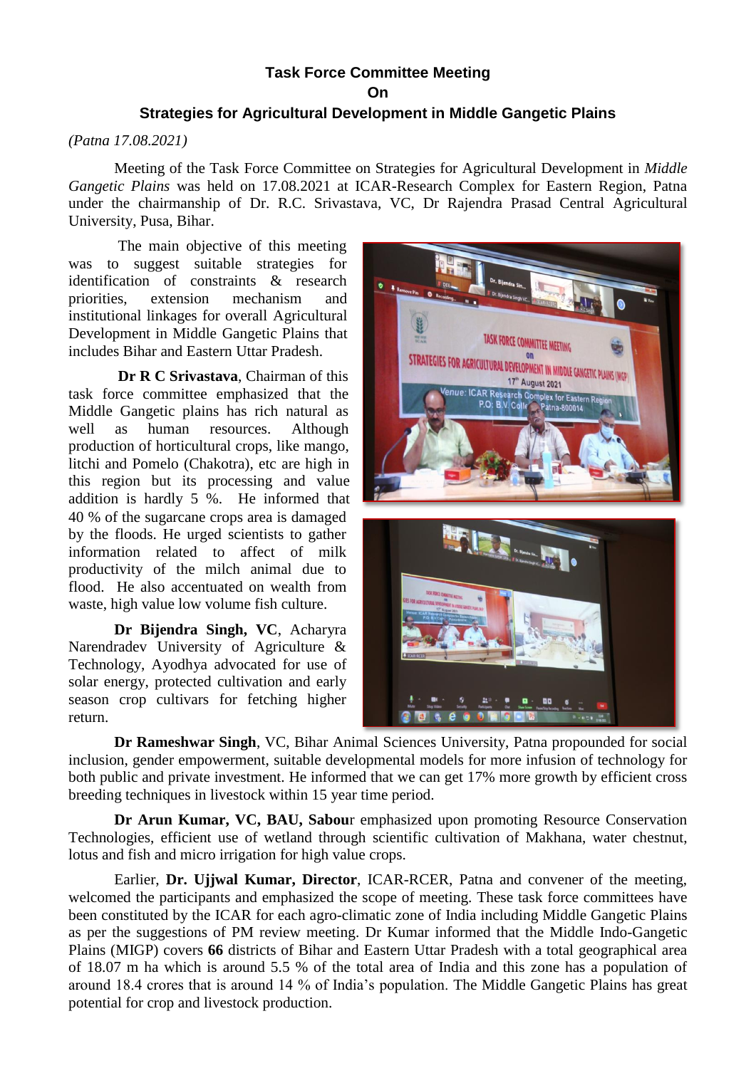# Task Force Committee Meeting
## On
## Strategies for Agricultural Development in Middle Gangetic Plains

*(Patna 17.08.2021)*

Meeting of the Task Force Committee on Strategies for Agricultural Development in *Middle Gangetic Plains* was held on 17.08.2021 at ICAR-Research Complex for Eastern Region, Patna under the chairmanship of Dr. R.C. Srivastava, VC, Dr Rajendra Prasad Central Agricultural University, Pusa, Bihar.

The main objective of this meeting was to suggest suitable strategies for identification of constraints & research priorities, extension mechanism and institutional linkages for overall Agricultural Development in Middle Gangetic Plains that includes Bihar and Eastern Uttar Pradesh.

**Dr R C Srivastava**, Chairman of this task force committee emphasized that the Middle Gangetic plains has rich natural as well as human resources. Although production of horticultural crops, like mango, litchi and Pomelo (Chakotra), etc are high in this region but its processing and value addition is hardly 5 %. He informed that 40 % of the sugarcane crops area is damaged by the floods. He urged scientists to gather information related to affect of milk productivity of the milch animal due to flood. He also accentuated on wealth from waste, high value low volume fish culture.

**Dr Bijendra Singh, VC**, Acharyra Narendradev University of Agriculture & Technology, Ayodhya advocated for use of solar energy, protected cultivation and early season crop cultivars for fetching higher return.

**Dr Rameshwar Singh**, VC, Bihar Animal Sciences University, Patna propounded for social inclusion, gender empowerment, suitable developmental models for more infusion of technology for both public and private investment. He informed that we can get 17% more growth by efficient cross breeding techniques in livestock within 15 year time period.

**Dr Arun Kumar, VC, BAU, Sabou**r emphasized upon promoting Resource Conservation Technologies, efficient use of wetland through scientific cultivation of Makhana, water chestnut, lotus and fish and micro irrigation for high value crops.

Earlier, **Dr. Ujjwal Kumar, Director**, ICAR-RCER, Patna and convener of the meeting, welcomed the participants and emphasized the scope of meeting. These task force committees have been constituted by the ICAR for each agro-climatic zone of India including Middle Gangetic Plains as per the suggestions of PM review meeting. Dr Kumar informed that the Middle Indo-Gangetic Plains (MIGP) covers **66** districts of Bihar and Eastern Uttar Pradesh with a total geographical area of 18.07 m ha which is around 5.5 % of the total area of India and this zone has a population of around 18.4 crores that is around 14 % of India's population. The Middle Gangetic Plains has great potential for crop and livestock production.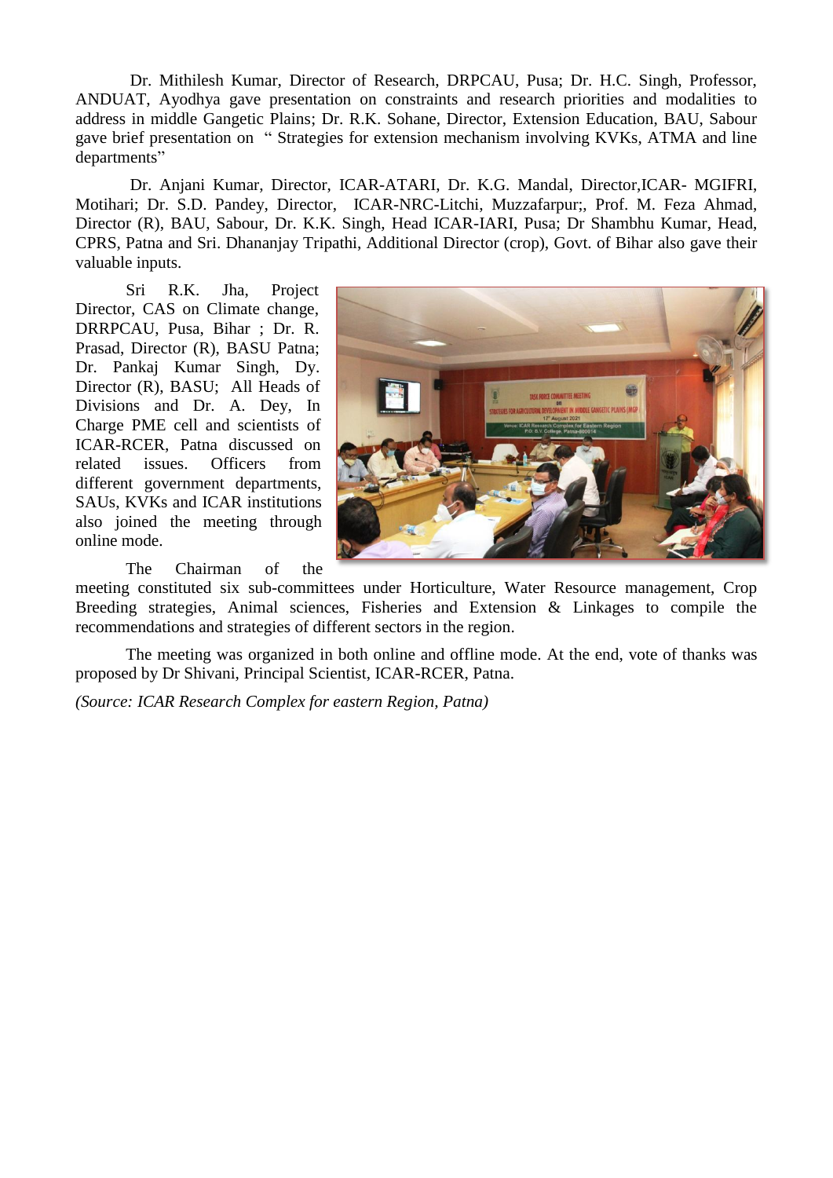Dr. Mithilesh Kumar, Director of Research, DRPCAU, Pusa; Dr. H.C. Singh, Professor, ANDUAT, Ayodhya gave presentation on constraints and research priorities and modalities to address in middle Gangetic Plains; Dr. R.K. Sohane, Director, Extension Education, BAU, Sabour gave brief presentation on " Strategies for extension mechanism involving KVKs, ATMA and line departments"

Dr. Anjani Kumar, Director, ICAR-ATARI, Dr. K.G. Mandal, Director,ICAR- MGIFRI, Motihari; Dr. S.D. Pandey, Director, ICAR-NRC-Litchi, Muzzafarpur;, Prof. M. Feza Ahmad, Director (R), BAU, Sabour, Dr. K.K. Singh, Head ICAR-IARI, Pusa; Dr Shambhu Kumar, Head, CPRS, Patna and Sri. Dhananjay Tripathi, Additional Director (crop), Govt. of Bihar also gave their valuable inputs.

Sri R.K. Jha, Project Director, CAS on Climate change, DRRPCAU, Pusa, Bihar ; Dr. R. Prasad, Director (R), BASU Patna; Dr. Pankaj Kumar Singh, Dy. Director (R), BASU; All Heads of Divisions and Dr. A. Dey, In Charge PME cell and scientists of ICAR-RCER, Patna discussed on related issues. Officers from different government departments, SAUs, KVKs and ICAR institutions also joined the meeting through online mode.

The Chairman of the meeting constituted six sub-committees under Horticulture, Water Resource management, Crop Breeding strategies, Animal sciences, Fisheries and Extension & Linkages to compile the recommendations and strategies of different sectors in the region.

The meeting was organized in both online and offline mode. At the end, vote of thanks was proposed by Dr Shivani, Principal Scientist, ICAR-RCER, Patna.

*(Source: ICAR Research Complex for eastern Region, Patna)*